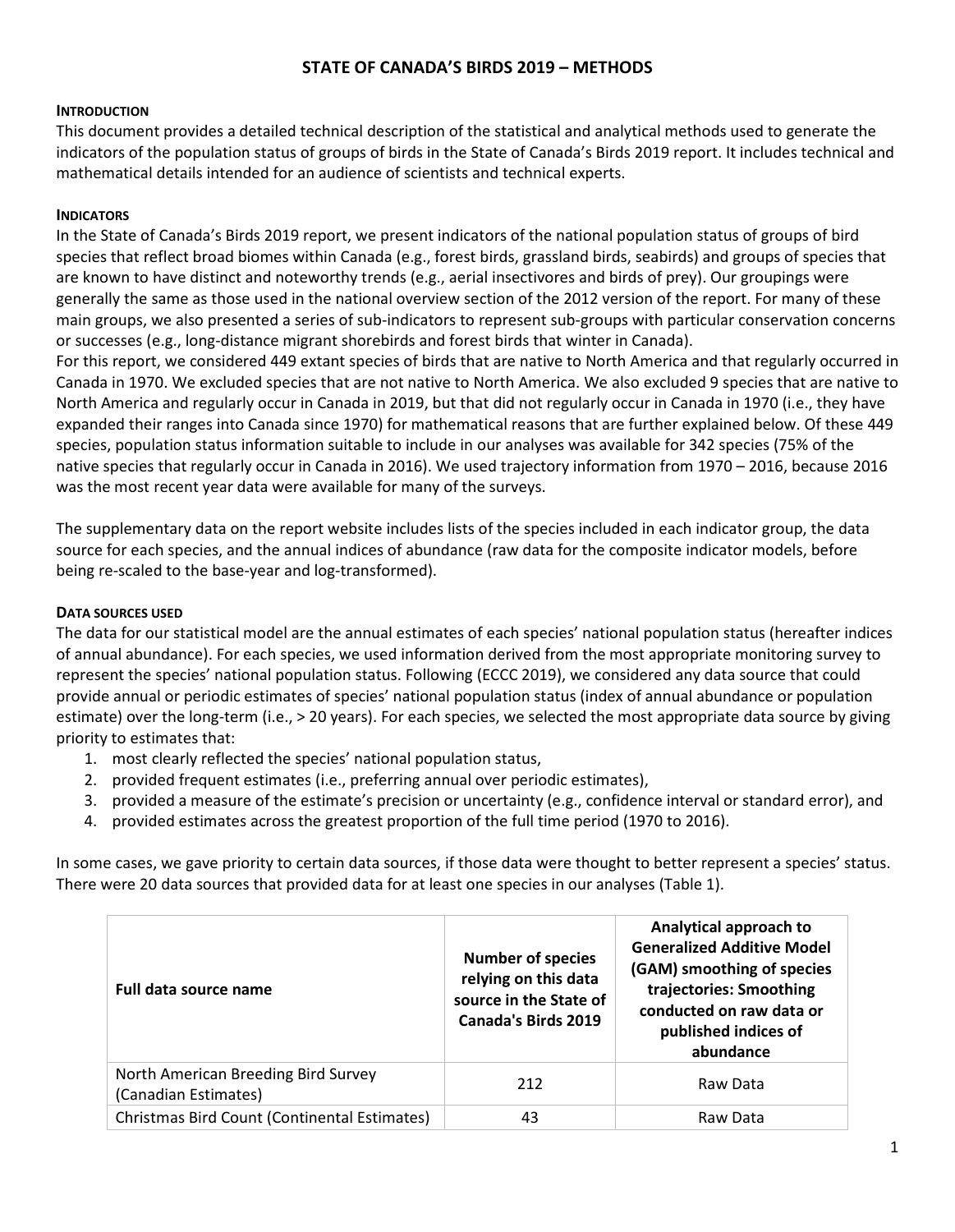# STATE OF CANADA'S BIRDS 2019 – METHODS

## INTRODUCTION

This document provides a detailed technical description of the statistical and analytical methods used to generate the indicators of the population status of groups of birds in the State of Canada's Birds 2019 report. It includes technical and mathematical details intended for an audience of scientists and technical experts.

## INDICATORS

In the State of Canada's Birds 2019 report, we present indicators of the national population status of groups of bird species that reflect broad biomes within Canada (e.g., forest birds, grassland birds, seabirds) and groups of species that are known to have distinct and noteworthy trends (e.g., aerial insectivores and birds of prey). Our groupings were generally the same as those used in the national overview section of the 2012 version of the report. For many of these main groups, we also presented a series of sub-indicators to represent sub-groups with particular conservation concerns or successes (e.g., long-distance migrant shorebirds and forest birds that winter in Canada).

For this report, we considered 449 extant species of birds that are native to North America and that regularly occurred in Canada in 1970. We excluded species that are not native to North America. We also excluded 9 species that are native to North America and regularly occur in Canada in 2019, but that did not regularly occur in Canada in 1970 (i.e., they have expanded their ranges into Canada since 1970) for mathematical reasons that are further explained below. Of these 449 species, population status information suitable to include in our analyses was available for 342 species (75% of the native species that regularly occur in Canada in 2016). We used trajectory information from 1970 – 2016, because 2016 was the most recent year data were available for many of the surveys.

The supplementary data on the report website includes lists of the species included in each indicator group, the data source for each species, and the annual indices of abundance (raw data for the composite indicator models, before being re-scaled to the base-year and log-transformed).

## DATA SOURCES USED

The data for our statistical model are the annual estimates of each species' national population status (hereafter indices of annual abundance). For each species, we used information derived from the most appropriate monitoring survey to represent the species' national population status. Following (ECCC 2019), we considered any data source that could provide annual or periodic estimates of species' national population status (index of annual abundance or population estimate) over the long-term (i.e., > 20 years). For each species, we selected the most appropriate data source by giving priority to estimates that:

1. most clearly reflected the species' national population status,
2. provided frequent estimates (i.e., preferring annual over periodic estimates),
3. provided a measure of the estimate's precision or uncertainty (e.g., confidence interval or standard error), and
4. provided estimates across the greatest proportion of the full time period (1970 to 2016).

In some cases, we gave priority to certain data sources, if those data were thought to better represent a species' status. There were 20 data sources that provided data for at least one species in our analyses (Table 1).

| Full data source name | Number of species relying on this data source in the State of Canada's Birds 2019 | Analytical approach to Generalized Additive Model (GAM) smoothing of species trajectories: Smoothing conducted on raw data or published indices of abundance |
|---|---|---|
| North American Breeding Bird Survey (Canadian Estimates) | 212 | Raw Data |
| Christmas Bird Count (Continental Estimates) | 43 | Raw Data |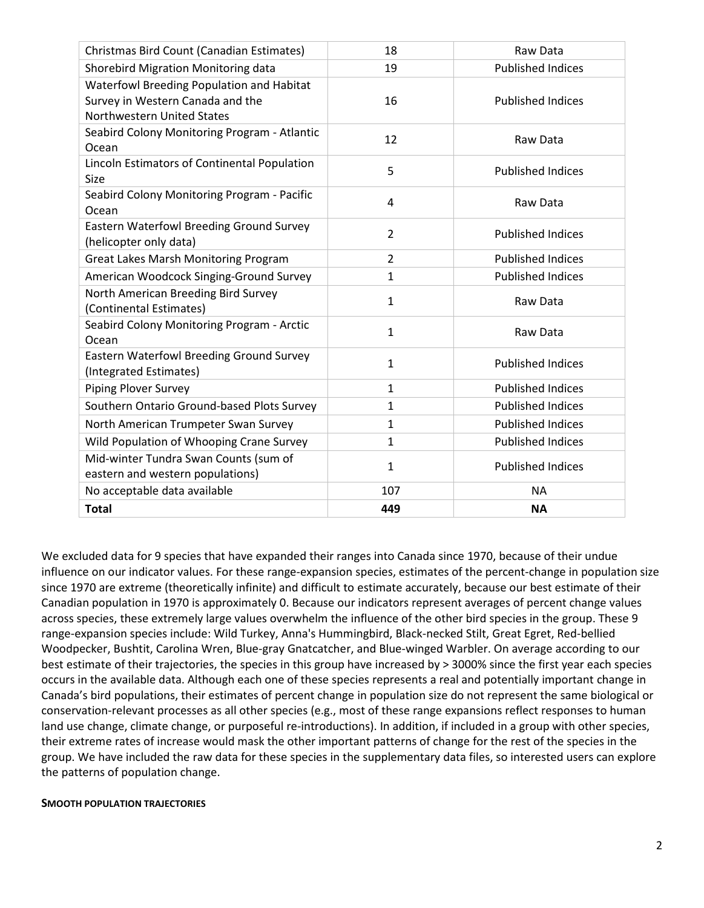| Christmas Bird Count (Canadian Estimates) | 18 | Raw Data |
|---|---|---|
| Shorebird Migration Monitoring data | 19 | Published Indices |
| Waterfowl Breeding Population and Habitat Survey in Western Canada and the Northwestern United States | 16 | Published Indices |
| Seabird Colony Monitoring Program - Atlantic Ocean | 12 | Raw Data |
| Lincoln Estimators of Continental Population Size | 5 | Published Indices |
| Seabird Colony Monitoring Program - Pacific Ocean | 4 | Raw Data |
| Eastern Waterfowl Breeding Ground Survey (helicopter only data) | 2 | Published Indices |
| Great Lakes Marsh Monitoring Program | 2 | Published Indices |
| American Woodcock Singing-Ground Survey | 1 | Published Indices |
| North American Breeding Bird Survey (Continental Estimates) | 1 | Raw Data |
| Seabird Colony Monitoring Program - Arctic Ocean | 1 | Raw Data |
| Eastern Waterfowl Breeding Ground Survey (Integrated Estimates) | 1 | Published Indices |
| Piping Plover Survey | 1 | Published Indices |
| Southern Ontario Ground-based Plots Survey | 1 | Published Indices |
| North American Trumpeter Swan Survey | 1 | Published Indices |
| Wild Population of Whooping Crane Survey | 1 | Published Indices |
| Mid-winter Tundra Swan Counts (sum of eastern and western populations) | 1 | Published Indices |
| No acceptable data available | 107 | NA |
| **Total** | **449** | **NA** |

We excluded data for 9 species that have expanded their ranges into Canada since 1970, because of their undue influence on our indicator values. For these range-expansion species, estimates of the percent-change in population size since 1970 are extreme (theoretically infinite) and difficult to estimate accurately, because our best estimate of their Canadian population in 1970 is approximately 0. Because our indicators represent averages of percent change values across species, these extremely large values overwhelm the influence of the other bird species in the group. These 9 range-expansion species include: Wild Turkey, Anna's Hummingbird, Black-necked Stilt, Great Egret, Red-bellied Woodpecker, Bushtit, Carolina Wren, Blue-gray Gnatcatcher, and Blue-winged Warbler. On average according to our best estimate of their trajectories, the species in this group have increased by > 3000% since the first year each species occurs in the available data. Although each one of these species represents a real and potentially important change in Canada's bird populations, their estimates of percent change in population size do not represent the same biological or conservation-relevant processes as all other species (e.g., most of these range expansions reflect responses to human land use change, climate change, or purposeful re-introductions). In addition, if included in a group with other species, their extreme rates of increase would mask the other important patterns of change for the rest of the species in the group. We have included the raw data for these species in the supplementary data files, so interested users can explore the patterns of population change.

#### SMOOTH POPULATION TRAJECTORIES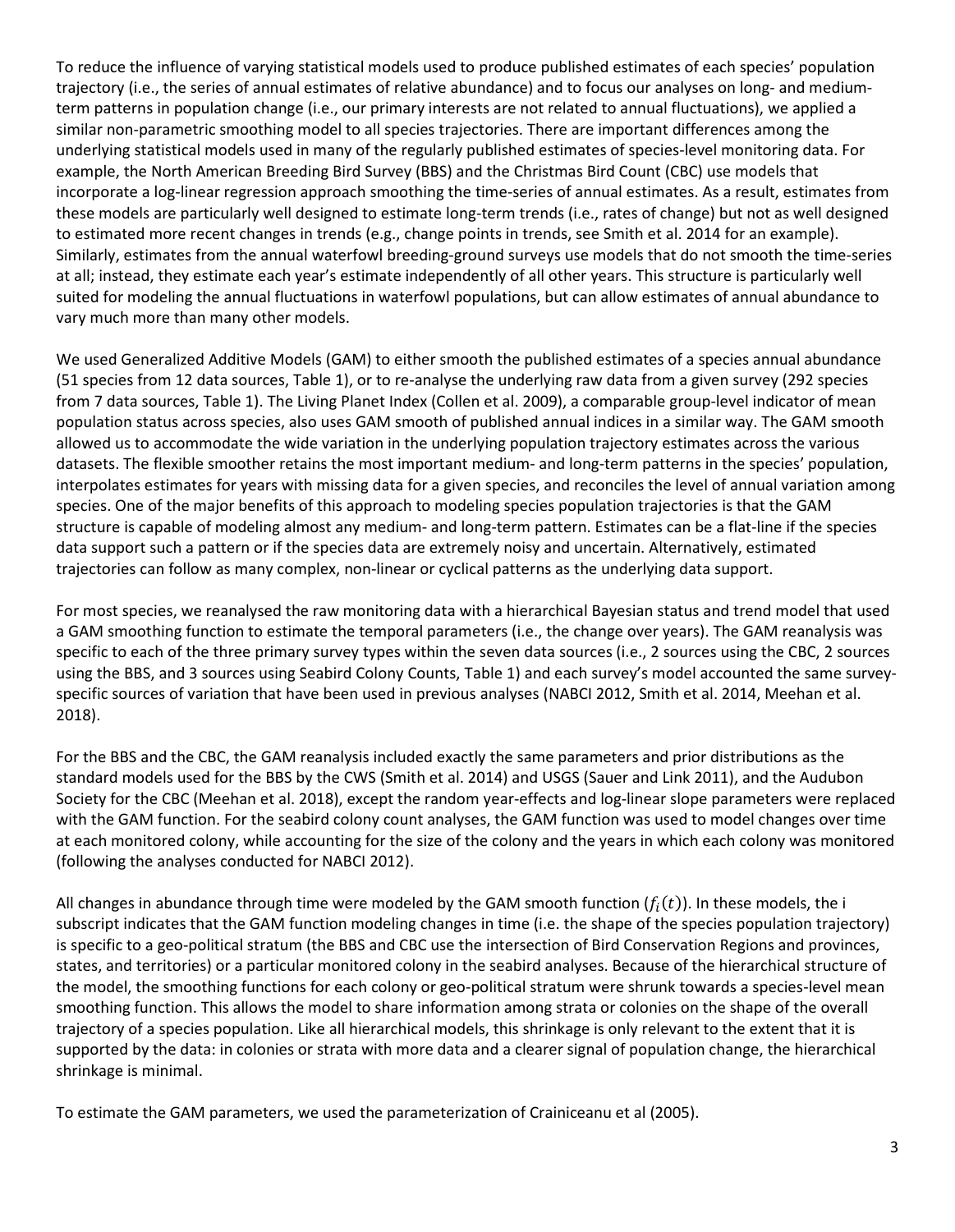To reduce the influence of varying statistical models used to produce published estimates of each species' population trajectory (i.e., the series of annual estimates of relative abundance) and to focus our analyses on long- and medium-term patterns in population change (i.e., our primary interests are not related to annual fluctuations), we applied a similar non-parametric smoothing model to all species trajectories. There are important differences among the underlying statistical models used in many of the regularly published estimates of species-level monitoring data. For example, the North American Breeding Bird Survey (BBS) and the Christmas Bird Count (CBC) use models that incorporate a log-linear regression approach smoothing the time-series of annual estimates. As a result, estimates from these models are particularly well designed to estimate long-term trends (i.e., rates of change) but not as well designed to estimated more recent changes in trends (e.g., change points in trends, see Smith et al. 2014 for an example). Similarly, estimates from the annual waterfowl breeding-ground surveys use models that do not smooth the time-series at all; instead, they estimate each year's estimate independently of all other years. This structure is particularly well suited for modeling the annual fluctuations in waterfowl populations, but can allow estimates of annual abundance to vary much more than many other models.

We used Generalized Additive Models (GAM) to either smooth the published estimates of a species annual abundance (51 species from 12 data sources, Table 1), or to re-analyse the underlying raw data from a given survey (292 species from 7 data sources, Table 1). The Living Planet Index (Collen et al. 2009), a comparable group-level indicator of mean population status across species, also uses GAM smooth of published annual indices in a similar way. The GAM smooth allowed us to accommodate the wide variation in the underlying population trajectory estimates across the various datasets. The flexible smoother retains the most important medium- and long-term patterns in the species' population, interpolates estimates for years with missing data for a given species, and reconciles the level of annual variation among species. One of the major benefits of this approach to modeling species population trajectories is that the GAM structure is capable of modeling almost any medium- and long-term pattern. Estimates can be a flat-line if the species data support such a pattern or if the species data are extremely noisy and uncertain. Alternatively, estimated trajectories can follow as many complex, non-linear or cyclical patterns as the underlying data support.

For most species, we reanalysed the raw monitoring data with a hierarchical Bayesian status and trend model that used a GAM smoothing function to estimate the temporal parameters (i.e., the change over years). The GAM reanalysis was specific to each of the three primary survey types within the seven data sources (i.e., 2 sources using the CBC, 2 sources using the BBS, and 3 sources using Seabird Colony Counts, Table 1) and each survey's model accounted the same survey-specific sources of variation that have been used in previous analyses (NABCI 2012, Smith et al. 2014, Meehan et al. 2018).

For the BBS and the CBC, the GAM reanalysis included exactly the same parameters and prior distributions as the standard models used for the BBS by the CWS (Smith et al. 2014) and USGS (Sauer and Link 2011), and the Audubon Society for the CBC (Meehan et al. 2018), except the random year-effects and log-linear slope parameters were replaced with the GAM function. For the seabird colony count analyses, the GAM function was used to model changes over time at each monitored colony, while accounting for the size of the colony and the years in which each colony was monitored (following the analyses conducted for NABCI 2012).

All changes in abundance through time were modeled by the GAM smooth function ($f_i(t)$). In these models, the i subscript indicates that the GAM function modeling changes in time (i.e. the shape of the species population trajectory) is specific to a geo-political stratum (the BBS and CBC use the intersection of Bird Conservation Regions and provinces, states, and territories) or a particular monitored colony in the seabird analyses. Because of the hierarchical structure of the model, the smoothing functions for each colony or geo-political stratum were shrunk towards a species-level mean smoothing function. This allows the model to share information among strata or colonies on the shape of the overall trajectory of a species population. Like all hierarchical models, this shrinkage is only relevant to the extent that it is supported by the data: in colonies or strata with more data and a clearer signal of population change, the hierarchical shrinkage is minimal.

To estimate the GAM parameters, we used the parameterization of Crainiceanu et al (2005).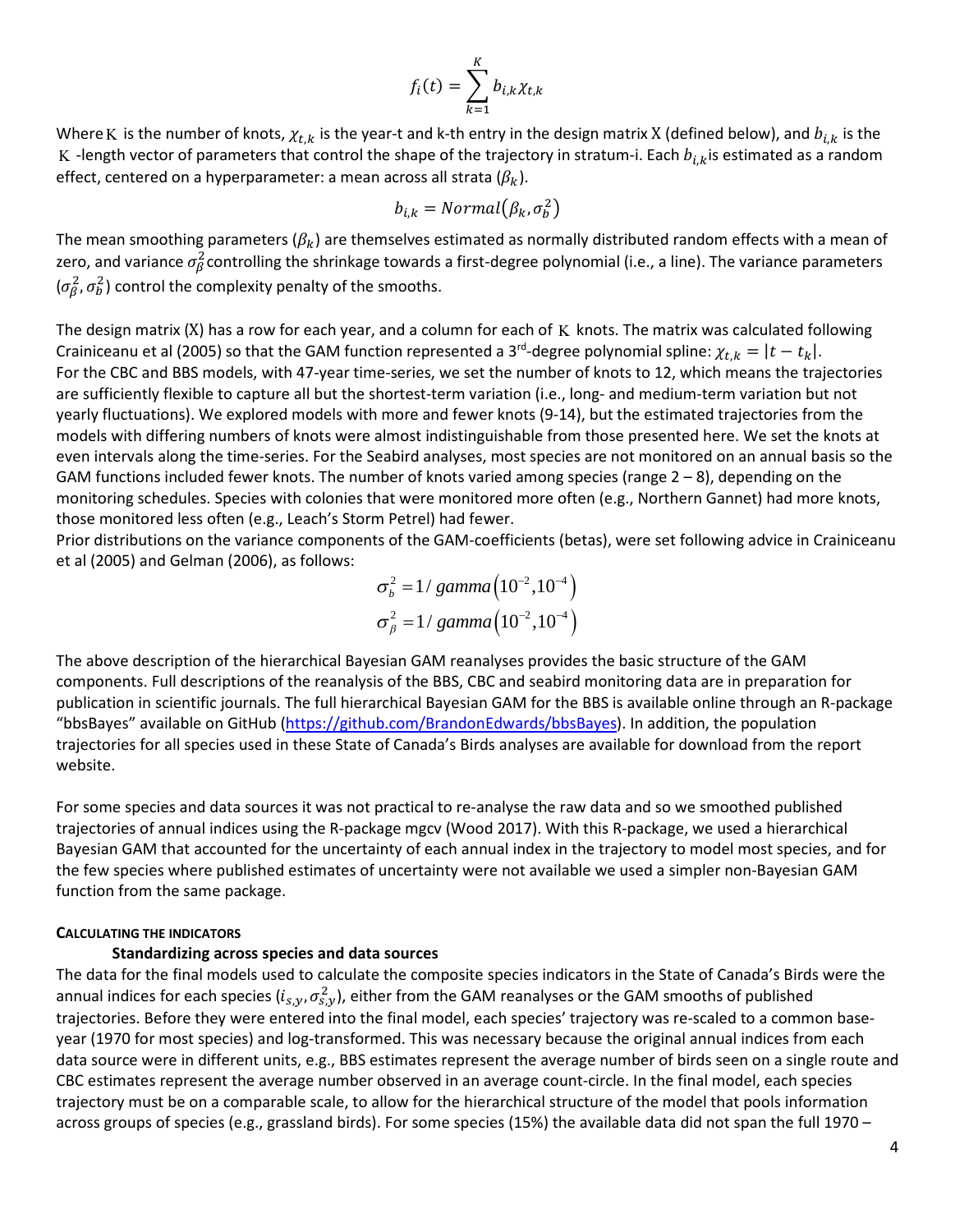$$f_i(t) = \sum_{k=1}^{K} b_{i,k} \chi_{t,k}$$

Where K is the number of knots, $\chi_{t,k}$ is the year-t and k-th entry in the design matrix X (defined below), and $b_{i,k}$ is the K -length vector of parameters that control the shape of the trajectory in stratum-i. Each $b_{i,k}$ is estimated as a random effect, centered on a hyperparameter: a mean across all strata ($\beta_k$).

$$b_{i,k} = Normal(\beta_k, \sigma_b^2)$$

The mean smoothing parameters ($\beta_k$) are themselves estimated as normally distributed random effects with a mean of zero, and variance $\sigma_\beta^2$ controlling the shrinkage towards a first-degree polynomial (i.e., a line). The variance parameters ($\sigma_\beta^2, \sigma_b^2$) control the complexity penalty of the smooths.

The design matrix (X) has a row for each year, and a column for each of K knots. The matrix was calculated following Crainiceanu et al (2005) so that the GAM function represented a 3rd-degree polynomial spline: $\chi_{t,k} = |t - t_k|$. For the CBC and BBS models, with 47-year time-series, we set the number of knots to 12, which means the trajectories are sufficiently flexible to capture all but the shortest-term variation (i.e., long- and medium-term variation but not yearly fluctuations). We explored models with more and fewer knots (9-14), but the estimated trajectories from the models with differing numbers of knots were almost indistinguishable from those presented here. We set the knots at even intervals along the time-series. For the Seabird analyses, most species are not monitored on an annual basis so the GAM functions included fewer knots. The number of knots varied among species (range 2 – 8), depending on the monitoring schedules. Species with colonies that were monitored more often (e.g., Northern Gannet) had more knots, those monitored less often (e.g., Leach's Storm Petrel) had fewer.

Prior distributions on the variance components of the GAM-coefficients (betas), were set following advice in Crainiceanu et al (2005) and Gelman (2006), as follows:

$$\sigma_b^2 = 1/\,gamma\left(10^{-2}, 10^{-4}\right)$$
$$\sigma_\beta^2 = 1/\,gamma\left(10^{-2}, 10^{-4}\right)$$

The above description of the hierarchical Bayesian GAM reanalyses provides the basic structure of the GAM components. Full descriptions of the reanalysis of the BBS, CBC and seabird monitoring data are in preparation for publication in scientific journals. The full hierarchical Bayesian GAM for the BBS is available online through an R-package "bbsBayes" available on GitHub (https://github.com/BrandonEdwards/bbsBayes). In addition, the population trajectories for all species used in these State of Canada's Birds analyses are available for download from the report website.

For some species and data sources it was not practical to re-analyse the raw data and so we smoothed published trajectories of annual indices using the R-package mgcv (Wood 2017). With this R-package, we used a hierarchical Bayesian GAM that accounted for the uncertainty of each annual index in the trajectory to model most species, and for the few species where published estimates of uncertainty were not available we used a simpler non-Bayesian GAM function from the same package.

#### CALCULATING THE INDICATORS

##### Standardizing across species and data sources

The data for the final models used to calculate the composite species indicators in the State of Canada's Birds were the annual indices for each species ($i_{s,y}, \sigma_{s,y}^2$), either from the GAM reanalyses or the GAM smooths of published trajectories. Before they were entered into the final model, each species' trajectory was re-scaled to a common base-year (1970 for most species) and log-transformed. This was necessary because the original annual indices from each data source were in different units, e.g., BBS estimates represent the average number of birds seen on a single route and CBC estimates represent the average number observed in an average count-circle. In the final model, each species trajectory must be on a comparable scale, to allow for the hierarchical structure of the model that pools information across groups of species (e.g., grassland birds). For some species (15%) the available data did not span the full 1970 –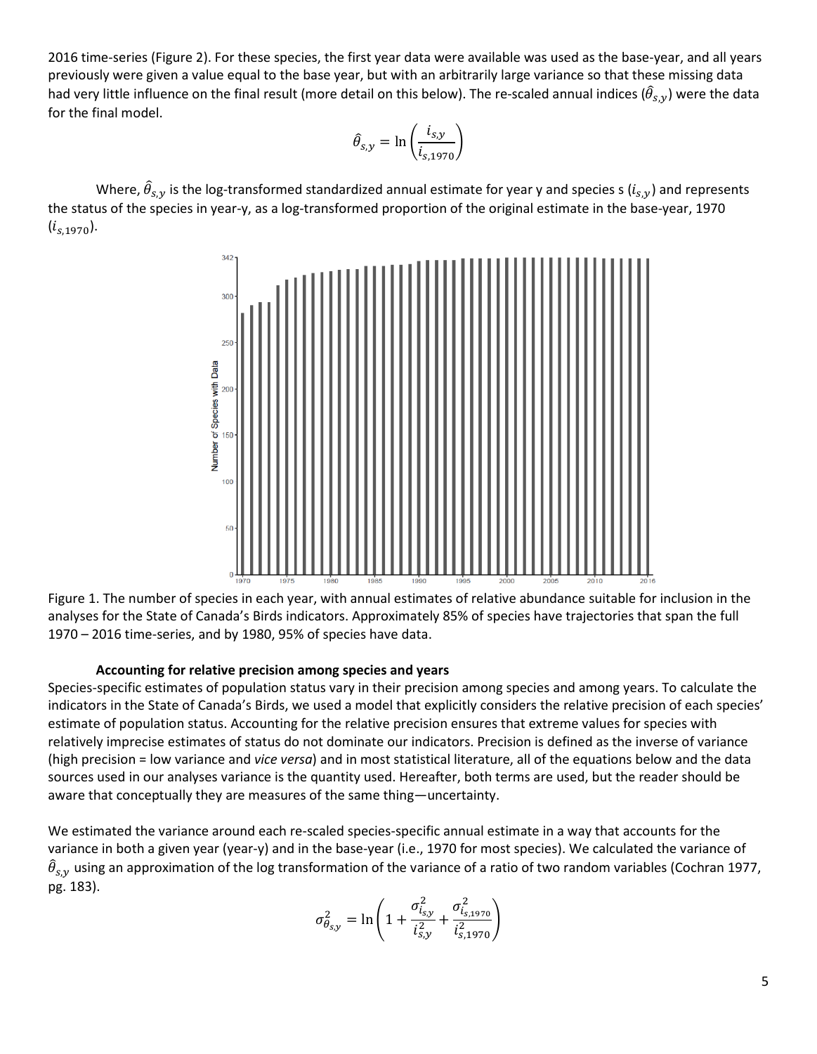2016 time-series (Figure 2). For these species, the first year data were available was used as the base-year, and all years previously were given a value equal to the base year, but with an arbitrarily large variance so that these missing data had very little influence on the final result (more detail on this below). The re-scaled annual indices ($\hat{\theta}_{s,y}$) were the data for the final model.

$$\hat{\theta}_{s,y} = \ln\left(\frac{i_{s,y}}{i_{s,1970}}\right)$$

Where, $\hat{\theta}_{s,y}$ is the log-transformed standardized annual estimate for year y and species s ($i_{s,y}$) and represents the status of the species in year-y, as a log-transformed proportion of the original estimate in the base-year, 1970 ($i_{s,1970}$).

Figure 1. The number of species in each year, with annual estimates of relative abundance suitable for inclusion in the analyses for the State of Canada's Birds indicators. Approximately 85% of species have trajectories that span the full 1970 – 2016 time-series, and by 1980, 95% of species have data.

**Accounting for relative precision among species and years**

Species-specific estimates of population status vary in their precision among species and among years. To calculate the indicators in the State of Canada's Birds, we used a model that explicitly considers the relative precision of each species' estimate of population status. Accounting for the relative precision ensures that extreme values for species with relatively imprecise estimates of status do not dominate our indicators. Precision is defined as the inverse of variance (high precision = low variance and *vice versa*) and in most statistical literature, all of the equations below and the data sources used in our analyses variance is the quantity used. Hereafter, both terms are used, but the reader should be aware that conceptually they are measures of the same thing—uncertainty.

We estimated the variance around each re-scaled species-specific annual estimate in a way that accounts for the variance in both a given year (year-y) and in the base-year (i.e., 1970 for most species). We calculated the variance of $\hat{\theta}_{s,y}$ using an approximation of the log transformation of the variance of a ratio of two random variables (Cochran 1977, pg. 183).

$$\sigma^2_{\theta_{s,y}} = \ln\left(1 + \frac{\sigma^2_{i_{s,y}}}{i^2_{s,y}} + \frac{\sigma^2_{i_{s,1970}}}{i^2_{s,1970}}\right)$$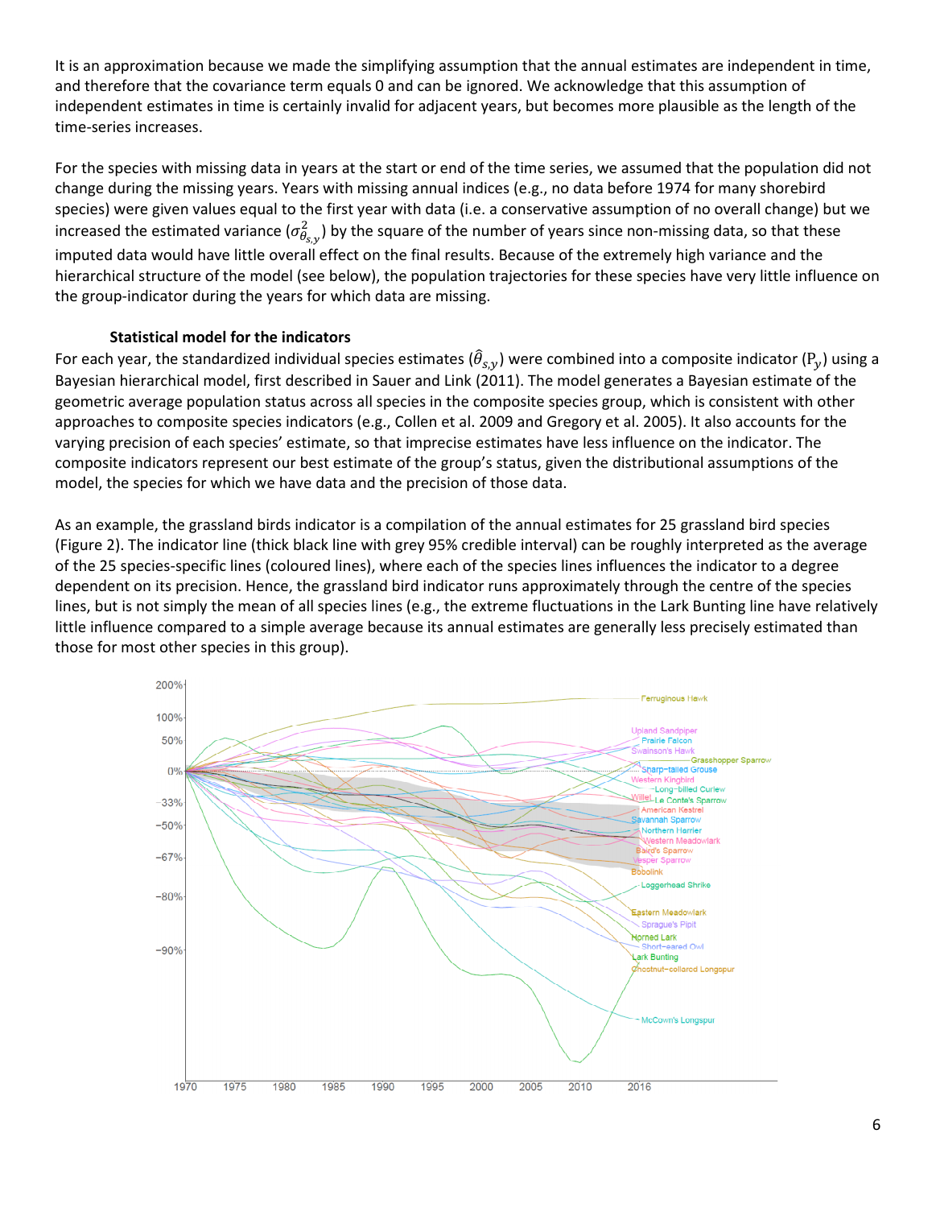It is an approximation because we made the simplifying assumption that the annual estimates are independent in time, and therefore that the covariance term equals 0 and can be ignored. We acknowledge that this assumption of independent estimates in time is certainly invalid for adjacent years, but becomes more plausible as the length of the time-series increases.

For the species with missing data in years at the start or end of the time series, we assumed that the population did not change during the missing years. Years with missing annual indices (e.g., no data before 1974 for many shorebird species) were given values equal to the first year with data (i.e. a conservative assumption of no overall change) but we increased the estimated variance ($\sigma^2_{\theta_{s,y}}$) by the square of the number of years since non-missing data, so that these imputed data would have little overall effect on the final results. Because of the extremely high variance and the hierarchical structure of the model (see below), the population trajectories for these species have very little influence on the group-indicator during the years for which data are missing.

### Statistical model for the indicators

For each year, the standardized individual species estimates ($\hat{\theta}_{s,y}$) were combined into a composite indicator ($P_y$) using a Bayesian hierarchical model, first described in Sauer and Link (2011). The model generates a Bayesian estimate of the geometric average population status across all species in the composite species group, which is consistent with other approaches to composite species indicators (e.g., Collen et al. 2009 and Gregory et al. 2005). It also accounts for the varying precision of each species' estimate, so that imprecise estimates have less influence on the indicator. The composite indicators represent our best estimate of the group's status, given the distributional assumptions of the model, the species for which we have data and the precision of those data.

As an example, the grassland birds indicator is a compilation of the annual estimates for 25 grassland bird species (Figure 2). The indicator line (thick black line with grey 95% credible interval) can be roughly interpreted as the average of the 25 species-specific lines (coloured lines), where each of the species lines influences the indicator to a degree dependent on its precision. Hence, the grassland bird indicator runs approximately through the centre of the species lines, but is not simply the mean of all species lines (e.g., the extreme fluctuations in the Lark Bunting line have relatively little influence compared to a simple average because its annual estimates are generally less precisely estimated than those for most other species in this group).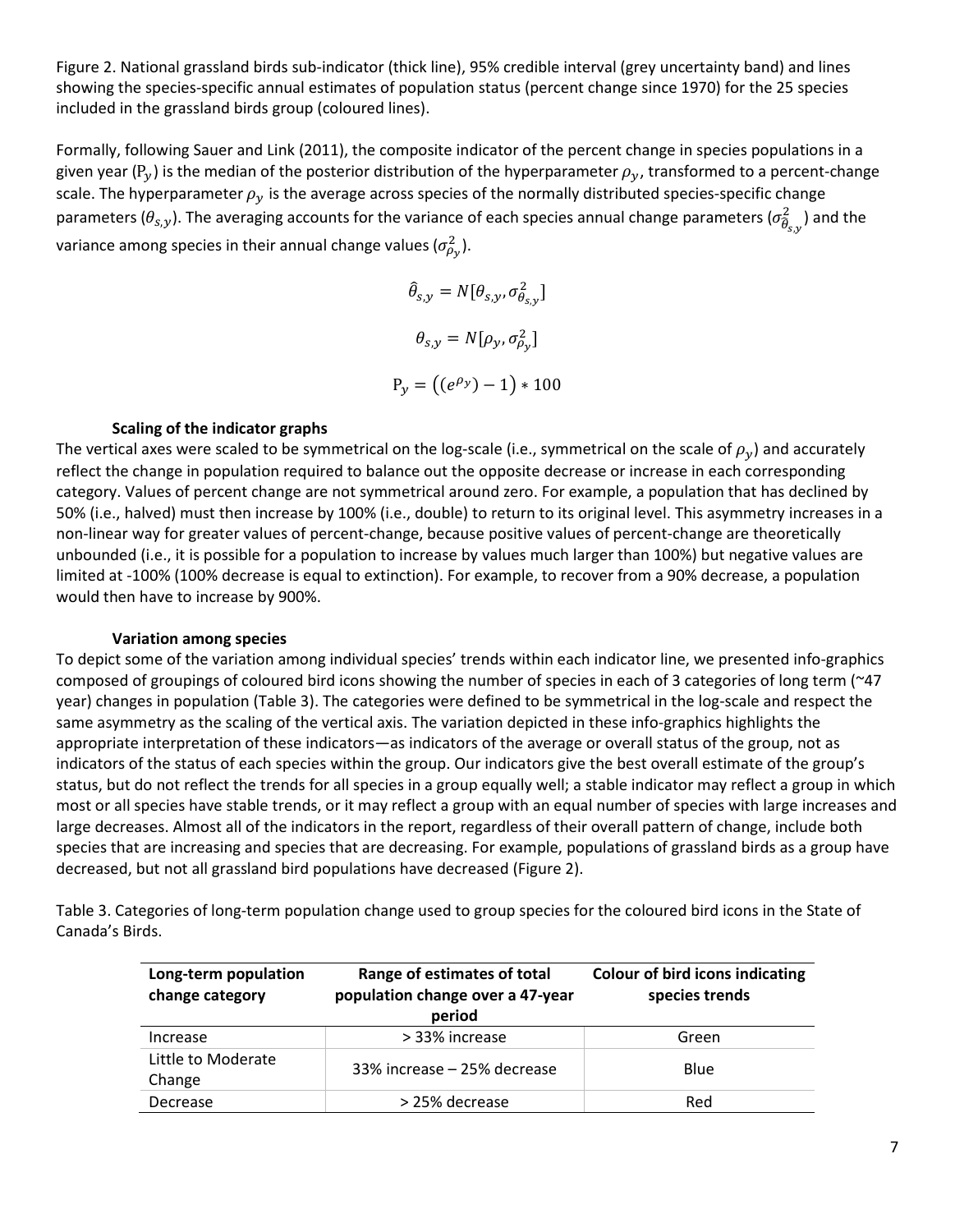Figure 2. National grassland birds sub-indicator (thick line), 95% credible interval (grey uncertainty band) and lines showing the species-specific annual estimates of population status (percent change since 1970) for the 25 species included in the grassland birds group (coloured lines).

Formally, following Sauer and Link (2011), the composite indicator of the percent change in species populations in a given year ($P_y$) is the median of the posterior distribution of the hyperparameter $\rho_y$, transformed to a percent-change scale. The hyperparameter $\rho_y$ is the average across species of the normally distributed species-specific change parameters ($\theta_{s,y}$). The averaging accounts for the variance of each species annual change parameters ($\sigma^2_{\theta_{s,y}}$) and the variance among species in their annual change values ($\sigma^2_{\rho_y}$).

$$\hat{\theta}_{s,y} = N[\theta_{s,y}, \sigma^2_{\theta_{s,y}}]$$

$$\theta_{s,y} = N[\rho_y, \sigma^2_{\rho_y}]$$

$$P_y = \left((e^{\rho_y}) - 1\right) * 100$$

### Scaling of the indicator graphs

The vertical axes were scaled to be symmetrical on the log-scale (i.e., symmetrical on the scale of $\rho_y$) and accurately reflect the change in population required to balance out the opposite decrease or increase in each corresponding category. Values of percent change are not symmetrical around zero. For example, a population that has declined by 50% (i.e., halved) must then increase by 100% (i.e., double) to return to its original level. This asymmetry increases in a non-linear way for greater values of percent-change, because positive values of percent-change are theoretically unbounded (i.e., it is possible for a population to increase by values much larger than 100%) but negative values are limited at -100% (100% decrease is equal to extinction). For example, to recover from a 90% decrease, a population would then have to increase by 900%.

### Variation among species

To depict some of the variation among individual species' trends within each indicator line, we presented info-graphics composed of groupings of coloured bird icons showing the number of species in each of 3 categories of long term (~47 year) changes in population (Table 3). The categories were defined to be symmetrical in the log-scale and respect the same asymmetry as the scaling of the vertical axis. The variation depicted in these info-graphics highlights the appropriate interpretation of these indicators—as indicators of the average or overall status of the group, not as indicators of the status of each species within the group. Our indicators give the best overall estimate of the group's status, but do not reflect the trends for all species in a group equally well; a stable indicator may reflect a group in which most or all species have stable trends, or it may reflect a group with an equal number of species with large increases and large decreases. Almost all of the indicators in the report, regardless of their overall pattern of change, include both species that are increasing and species that are decreasing. For example, populations of grassland birds as a group have decreased, but not all grassland bird populations have decreased (Figure 2).

Table 3. Categories of long-term population change used to group species for the coloured bird icons in the State of Canada's Birds.

| Long-term population change category | Range of estimates of total population change over a 47-year period | Colour of bird icons indicating species trends |
|---|---|---|
| Increase | > 33% increase | Green |
| Little to Moderate Change | 33% increase – 25% decrease | Blue |
| Decrease | > 25% decrease | Red |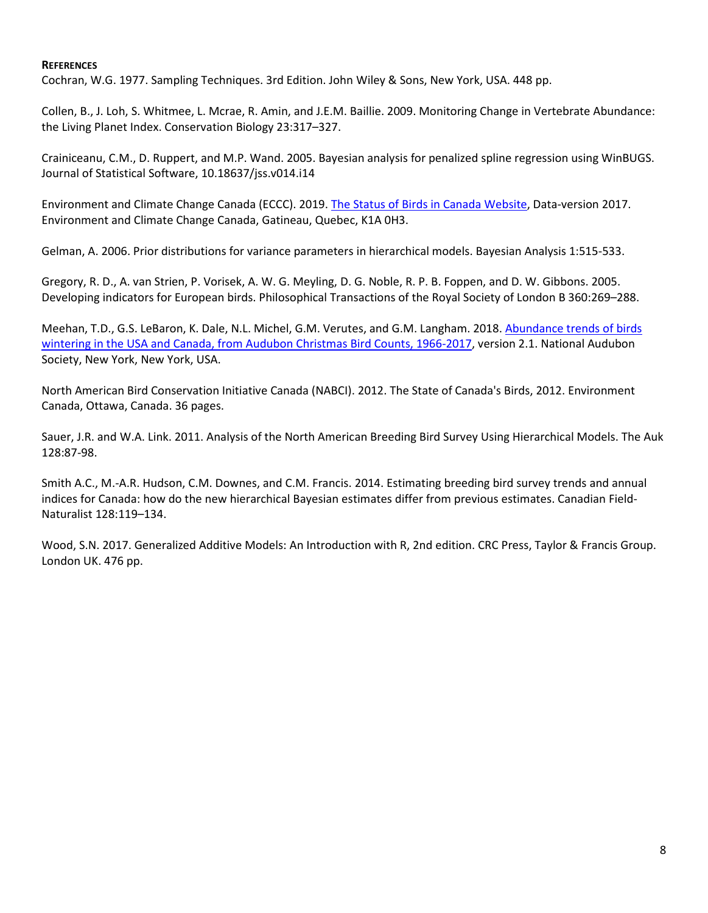**REFERENCES**

Cochran, W.G. 1977. Sampling Techniques. 3rd Edition. John Wiley & Sons, New York, USA. 448 pp.

Collen, B., J. Loh, S. Whitmee, L. Mcrae, R. Amin, and J.E.M. Baillie. 2009. Monitoring Change in Vertebrate Abundance: the Living Planet Index. Conservation Biology 23:317–327.

Crainiceanu, C.M., D. Ruppert, and M.P. Wand. 2005. Bayesian analysis for penalized spline regression using WinBUGS. Journal of Statistical Software, 10.18637/jss.v014.i14

Environment and Climate Change Canada (ECCC). 2019. The Status of Birds in Canada Website, Data-version 2017. Environment and Climate Change Canada, Gatineau, Quebec, K1A 0H3.

Gelman, A. 2006. Prior distributions for variance parameters in hierarchical models. Bayesian Analysis 1:515-533.

Gregory, R. D., A. van Strien, P. Vorisek, A. W. G. Meyling, D. G. Noble, R. P. B. Foppen, and D. W. Gibbons. 2005. Developing indicators for European birds. Philosophical Transactions of the Royal Society of London B 360:269–288.

Meehan, T.D., G.S. LeBaron, K. Dale, N.L. Michel, G.M. Verutes, and G.M. Langham. 2018. Abundance trends of birds wintering in the USA and Canada, from Audubon Christmas Bird Counts, 1966-2017, version 2.1. National Audubon Society, New York, New York, USA.

North American Bird Conservation Initiative Canada (NABCI). 2012. The State of Canada's Birds, 2012. Environment Canada, Ottawa, Canada. 36 pages.

Sauer, J.R. and W.A. Link. 2011. Analysis of the North American Breeding Bird Survey Using Hierarchical Models. The Auk 128:87-98.

Smith A.C., M.-A.R. Hudson, C.M. Downes, and C.M. Francis. 2014. Estimating breeding bird survey trends and annual indices for Canada: how do the new hierarchical Bayesian estimates differ from previous estimates. Canadian Field-Naturalist 128:119–134.

Wood, S.N. 2017. Generalized Additive Models: An Introduction with R, 2nd edition. CRC Press, Taylor & Francis Group. London UK. 476 pp.